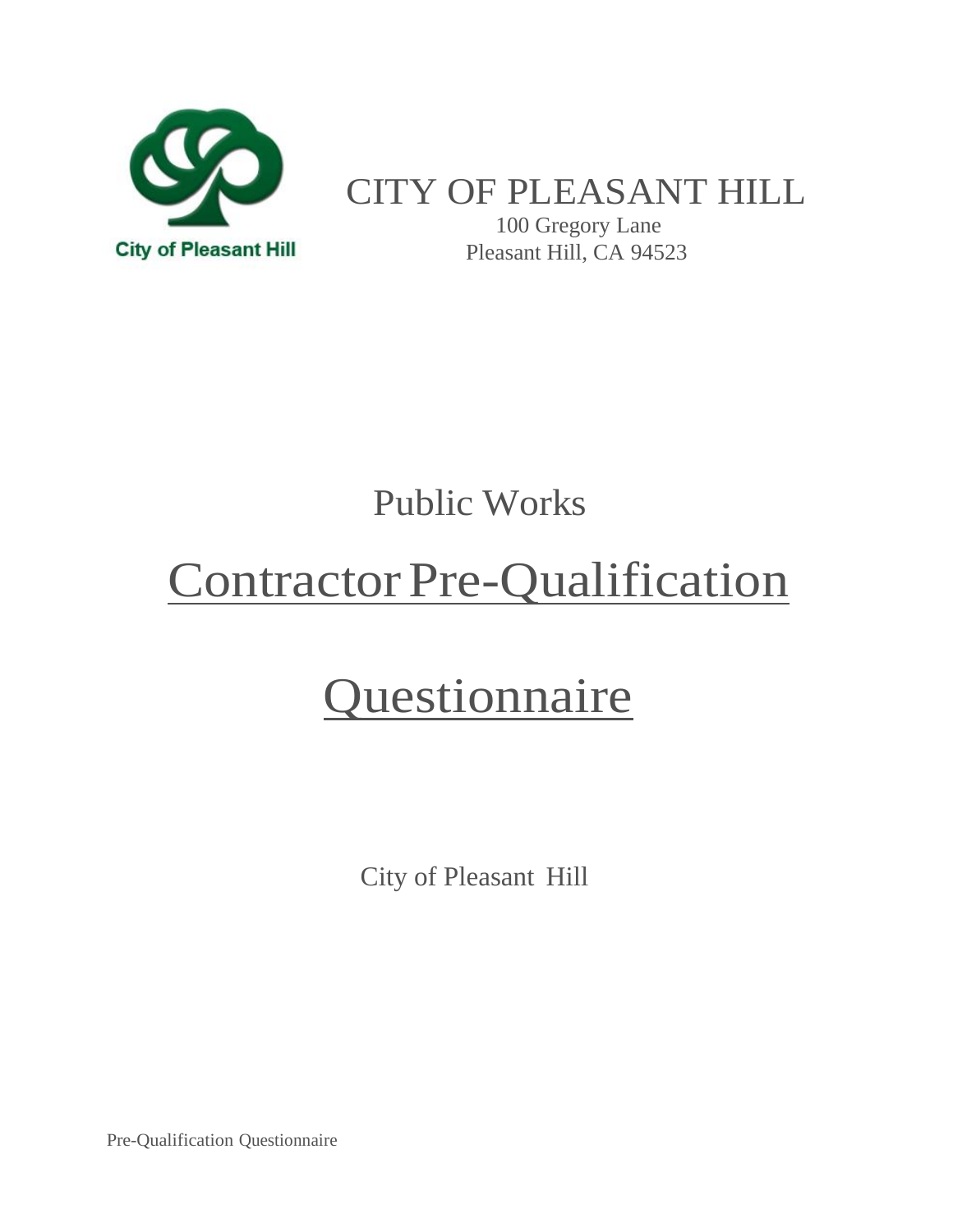City of Pleasant Hill

# CITY OF PLEASANT HILL

100 Gregory Lane
Pleasant Hill, CA 94523

## Public Works

# Contractor Pre-Qualification Questionnaire

City of Pleasant Hill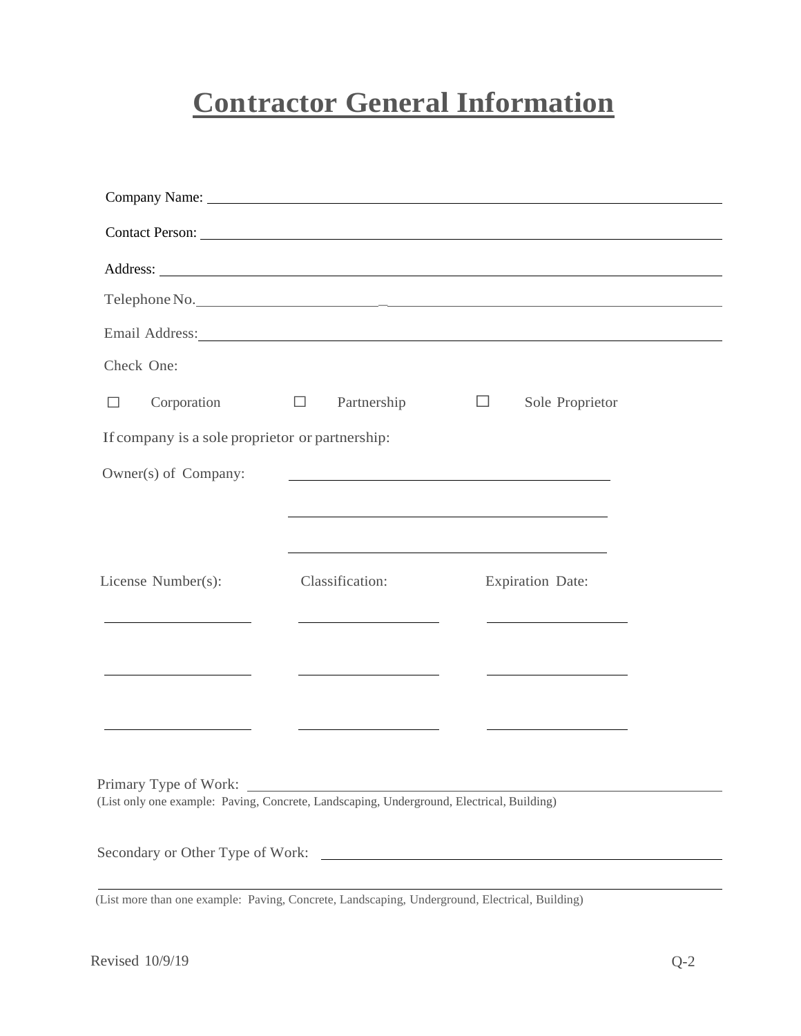# Contractor General Information

Company Name: ______________________________________________

Contact Person: ______________________________________________

Address: ______________________________________________

Telephone No. ______________________________________________

Email Address: ______________________________________________

Check One:

☐ Corporation ☐ Partnership ☐ Sole Proprietor

If company is a sole proprietor or partnership:

Owner(s) of Company: ______________________________

______________________________

______________________________

| License Number(s): | Classification: | Expiration Date: |
|---|---|---|
| ____________ | ____________ | ____________ |
| ____________ | ____________ | ____________ |
| ____________ | ____________ | ____________ |

Primary Type of Work: ______________________________________________
(List only one example: Paving, Concrete, Landscaping, Underground, Electrical, Building)

Secondary or Other Type of Work: ______________________________________________

______________________________________________

(List more than one example: Paving, Concrete, Landscaping, Underground, Electrical, Building)

Revised 10/9/19 Q-2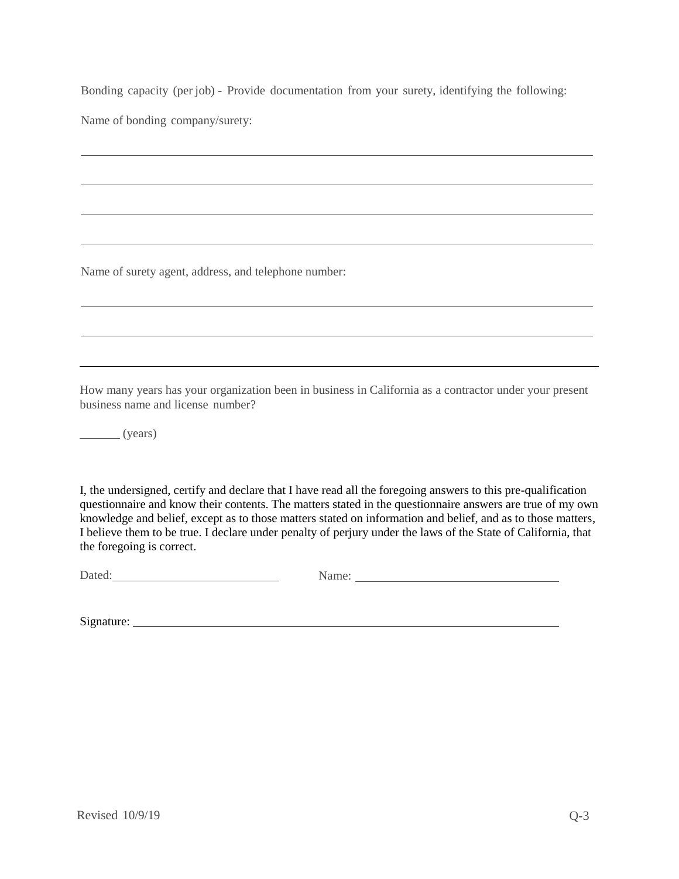Bonding capacity (per job) - Provide documentation from your surety, identifying the following:

Name of bonding company/surety:

\_\_\_\_\_\_\_\_\_\_\_\_\_\_\_\_\_\_\_\_\_\_\_\_\_\_\_\_\_\_\_\_\_\_\_\_\_\_\_\_\_\_\_\_\_\_\_\_\_\_\_\_\_\_\_\_\_\_\_\_\_\_\_\_\_\_\_\_\_\_\_\_

\_\_\_\_\_\_\_\_\_\_\_\_\_\_\_\_\_\_\_\_\_\_\_\_\_\_\_\_\_\_\_\_\_\_\_\_\_\_\_\_\_\_\_\_\_\_\_\_\_\_\_\_\_\_\_\_\_\_\_\_\_\_\_\_\_\_\_\_\_\_\_\_

\_\_\_\_\_\_\_\_\_\_\_\_\_\_\_\_\_\_\_\_\_\_\_\_\_\_\_\_\_\_\_\_\_\_\_\_\_\_\_\_\_\_\_\_\_\_\_\_\_\_\_\_\_\_\_\_\_\_\_\_\_\_\_\_\_\_\_\_\_\_\_\_

\_\_\_\_\_\_\_\_\_\_\_\_\_\_\_\_\_\_\_\_\_\_\_\_\_\_\_\_\_\_\_\_\_\_\_\_\_\_\_\_\_\_\_\_\_\_\_\_\_\_\_\_\_\_\_\_\_\_\_\_\_\_\_\_\_\_\_\_\_\_\_\_

Name of surety agent, address, and telephone number:

\_\_\_\_\_\_\_\_\_\_\_\_\_\_\_\_\_\_\_\_\_\_\_\_\_\_\_\_\_\_\_\_\_\_\_\_\_\_\_\_\_\_\_\_\_\_\_\_\_\_\_\_\_\_\_\_\_\_\_\_\_\_\_\_\_\_\_\_\_\_\_\_

\_\_\_\_\_\_\_\_\_\_\_\_\_\_\_\_\_\_\_\_\_\_\_\_\_\_\_\_\_\_\_\_\_\_\_\_\_\_\_\_\_\_\_\_\_\_\_\_\_\_\_\_\_\_\_\_\_\_\_\_\_\_\_\_\_\_\_\_\_\_\_\_

\_\_\_\_\_\_\_\_\_\_\_\_\_\_\_\_\_\_\_\_\_\_\_\_\_\_\_\_\_\_\_\_\_\_\_\_\_\_\_\_\_\_\_\_\_\_\_\_\_\_\_\_\_\_\_\_\_\_\_\_\_\_\_\_\_\_\_\_\_\_\_\_

How many years has your organization been in business in California as a contractor under your present business name and license number?

\_\_\_\_\_\_ (years)

I, the undersigned, certify and declare that I have read all the foregoing answers to this pre-qualification questionnaire and know their contents. The matters stated in the questionnaire answers are true of my own knowledge and belief, except as to those matters stated on information and belief, and as to those matters, I believe them to be true. I declare under penalty of perjury under the laws of the State of California, that the foregoing is correct.

Dated: \_\_\_\_\_\_\_\_\_\_\_\_\_\_\_\_\_\_\_\_\_\_\_\_ Name: \_\_\_\_\_\_\_\_\_\_\_\_\_\_\_\_\_\_\_\_\_\_\_\_\_\_\_\_\_\_

Signature: \_\_\_\_\_\_\_\_\_\_\_\_\_\_\_\_\_\_\_\_\_\_\_\_\_\_\_\_\_\_\_\_\_\_\_\_\_\_\_\_\_\_\_\_\_\_\_\_\_\_\_\_\_\_\_\_\_\_\_\_

Revised 10/9/19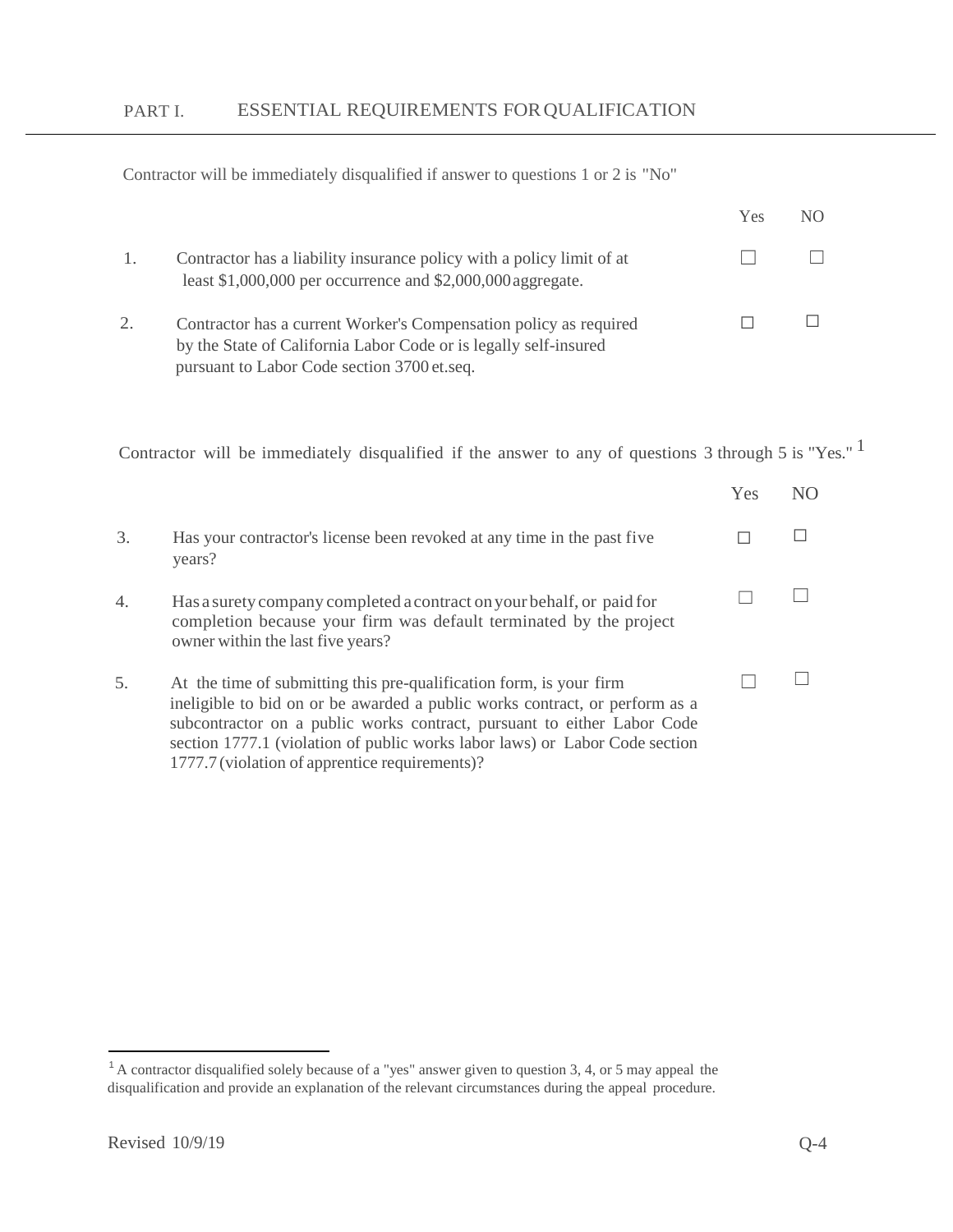## PART I. ESSENTIAL REQUIREMENTS FOR QUALIFICATION

Contractor will be immediately disqualified if answer to questions 1 or 2 is "No"

| | | Yes | NO |
|---|---|---|---|
| 1. | Contractor has a liability insurance policy with a policy limit of at least $1,000,000 per occurrence and $2,000,000 aggregate. | ☐ | ☐ |
| 2. | Contractor has a current Worker's Compensation policy as required by the State of California Labor Code or is legally self-insured pursuant to Labor Code section 3700 et.seq. | ☐ | ☐ |

Contractor will be immediately disqualified if the answer to any of questions 3 through 5 is "Yes." [1]

| | | Yes | NO |
|---|---|---|---|
| 3. | Has your contractor's license been revoked at any time in the past five years? | ☐ | ☐ |
| 4. | Has a surety company completed a contract on your behalf, or paid for completion because your firm was default terminated by the project owner within the last five years? | ☐ | ☐ |
| 5. | At the time of submitting this pre-qualification form, is your firm ineligible to bid on or be awarded a public works contract, or perform as a subcontractor on a public works contract, pursuant to either Labor Code section 1777.1 (violation of public works labor laws) or Labor Code section 1777.7 (violation of apprentice requirements)? | ☐ | ☐ |

---

[1] A contractor disqualified solely because of a "yes" answer given to question 3, 4, or 5 may appeal the disqualification and provide an explanation of the relevant circumstances during the appeal procedure.

Revised 10/9/19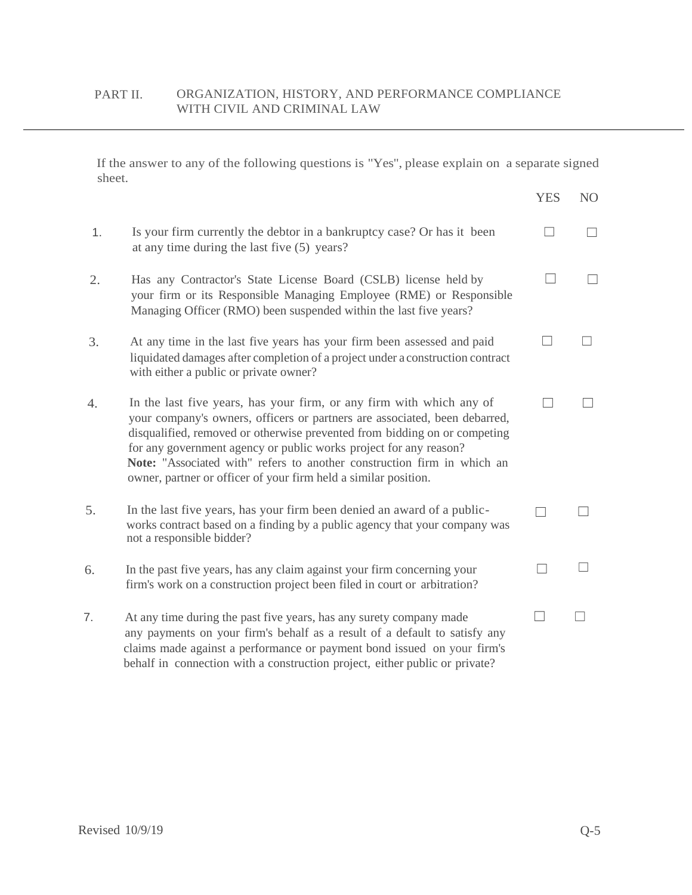## PART II. ORGANIZATION, HISTORY, AND PERFORMANCE COMPLIANCE WITH CIVIL AND CRIMINAL LAW

If the answer to any of the following questions is "Yes", please explain on a separate signed sheet.

| | | YES | NO |
|---|---|---|---|
| 1. | Is your firm currently the debtor in a bankruptcy case? Or has it been at any time during the last five (5) years? | ☐ | ☐ |
| 2. | Has any Contractor's State License Board (CSLB) license held by your firm or its Responsible Managing Employee (RME) or Responsible Managing Officer (RMO) been suspended within the last five years? | ☐ | ☐ |
| 3. | At any time in the last five years has your firm been assessed and paid liquidated damages after completion of a project under a construction contract with either a public or private owner? | ☐ | ☐ |
| 4. | In the last five years, has your firm, or any firm with which any of your company's owners, officers or partners are associated, been debarred, disqualified, removed or otherwise prevented from bidding on or competing for any government agency or public works project for any reason? **Note:** "Associated with" refers to another construction firm in which an owner, partner or officer of your firm held a similar position. | ☐ | ☐ |
| 5. | In the last five years, has your firm been denied an award of a public-works contract based on a finding by a public agency that your company was not a responsible bidder? | ☐ | ☐ |
| 6. | In the past five years, has any claim against your firm concerning your firm's work on a construction project been filed in court or arbitration? | ☐ | ☐ |
| 7. | At any time during the past five years, has any surety company made any payments on your firm's behalf as a result of a default to satisfy any claims made against a performance or payment bond issued on your firm's behalf in connection with a construction project, either public or private? | ☐ | ☐ |

Revised 10/9/19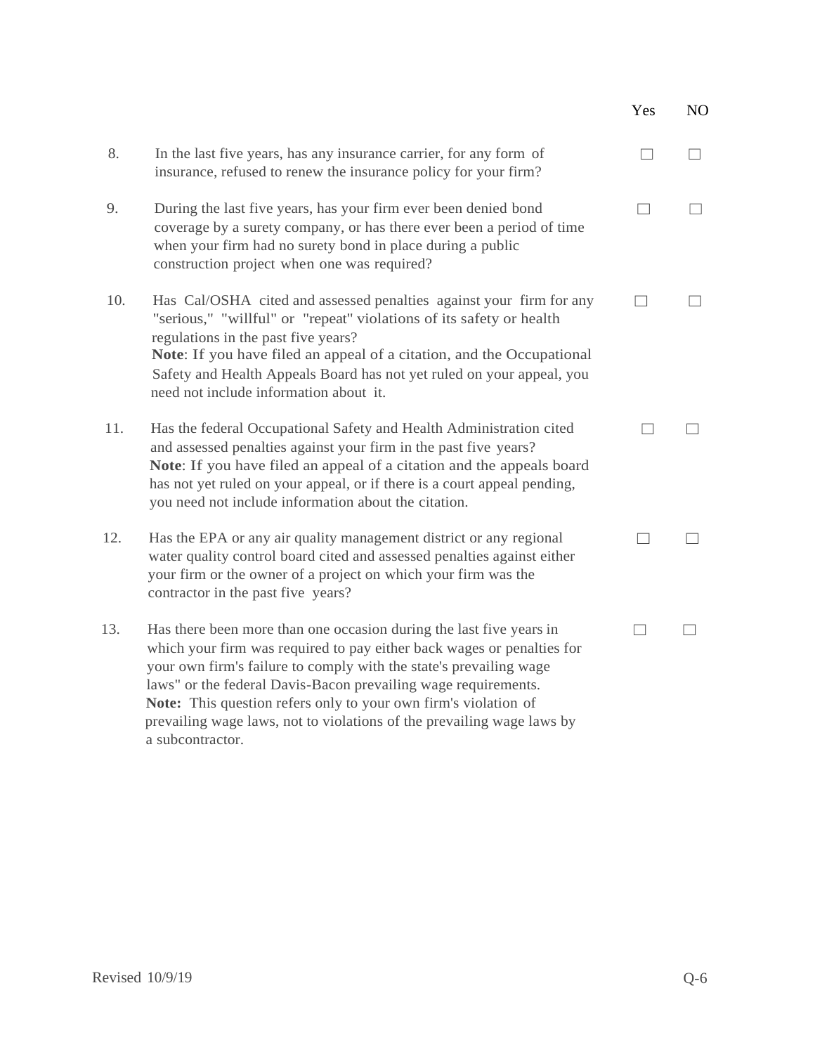| | | Yes | NO |
|---|---|---|---|
| 8. | In the last five years, has any insurance carrier, for any form of insurance, refused to renew the insurance policy for your firm? | ☐ | ☐ |
| 9. | During the last five years, has your firm ever been denied bond coverage by a surety company, or has there ever been a period of time when your firm had no surety bond in place during a public construction project when one was required? | ☐ | ☐ |
| 10. | Has Cal/OSHA cited and assessed penalties against your firm for any "serious," "willful" or "repeat" violations of its safety or health regulations in the past five years? **Note**: If you have filed an appeal of a citation, and the Occupational Safety and Health Appeals Board has not yet ruled on your appeal, you need not include information about it. | ☐ | ☐ |
| 11. | Has the federal Occupational Safety and Health Administration cited and assessed penalties against your firm in the past five years? **Note**: If you have filed an appeal of a citation and the appeals board has not yet ruled on your appeal, or if there is a court appeal pending, you need not include information about the citation. | ☐ | ☐ |
| 12. | Has the EPA or any air quality management district or any regional water quality control board cited and assessed penalties against either your firm or the owner of a project on which your firm was the contractor in the past five years? | ☐ | ☐ |
| 13. | Has there been more than one occasion during the last five years in which your firm was required to pay either back wages or penalties for your own firm's failure to comply with the state's prevailing wage laws" or the federal Davis-Bacon prevailing wage requirements. **Note:** This question refers only to your own firm's violation of prevailing wage laws, not to violations of the prevailing wage laws by a subcontractor. | ☐ | ☐ |

Revised 10/9/19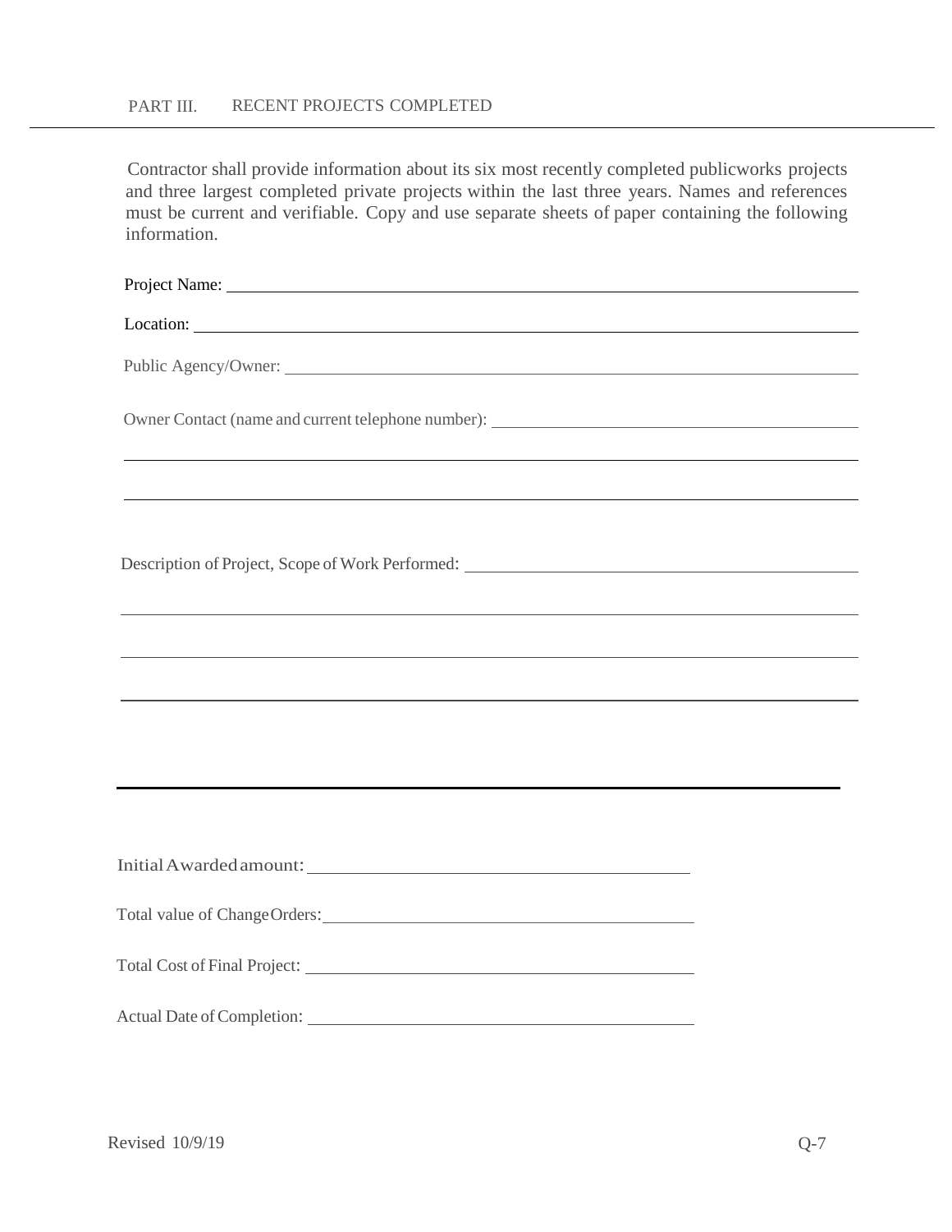## PART III. RECENT PROJECTS COMPLETED

Contractor shall provide information about its six most recently completed publicworks projects and three largest completed private projects within the last three years. Names and references must be current and verifiable. Copy and use separate sheets of paper containing the following information.

Project Name: ______________________________

Location: ______________________________

Public Agency/Owner: ______________________________

Owner Contact (name and current telephone number): ______________________________

______________________________

______________________________

Description of Project, Scope of Work Performed: ______________________________

______________________________

______________________________

______________________________

______________________________

Initial Awarded amount: ______________________________

Total value of Change Orders: ______________________________

Total Cost of Final Project: ______________________________

Actual Date of Completion: ______________________________

Revised 10/9/19